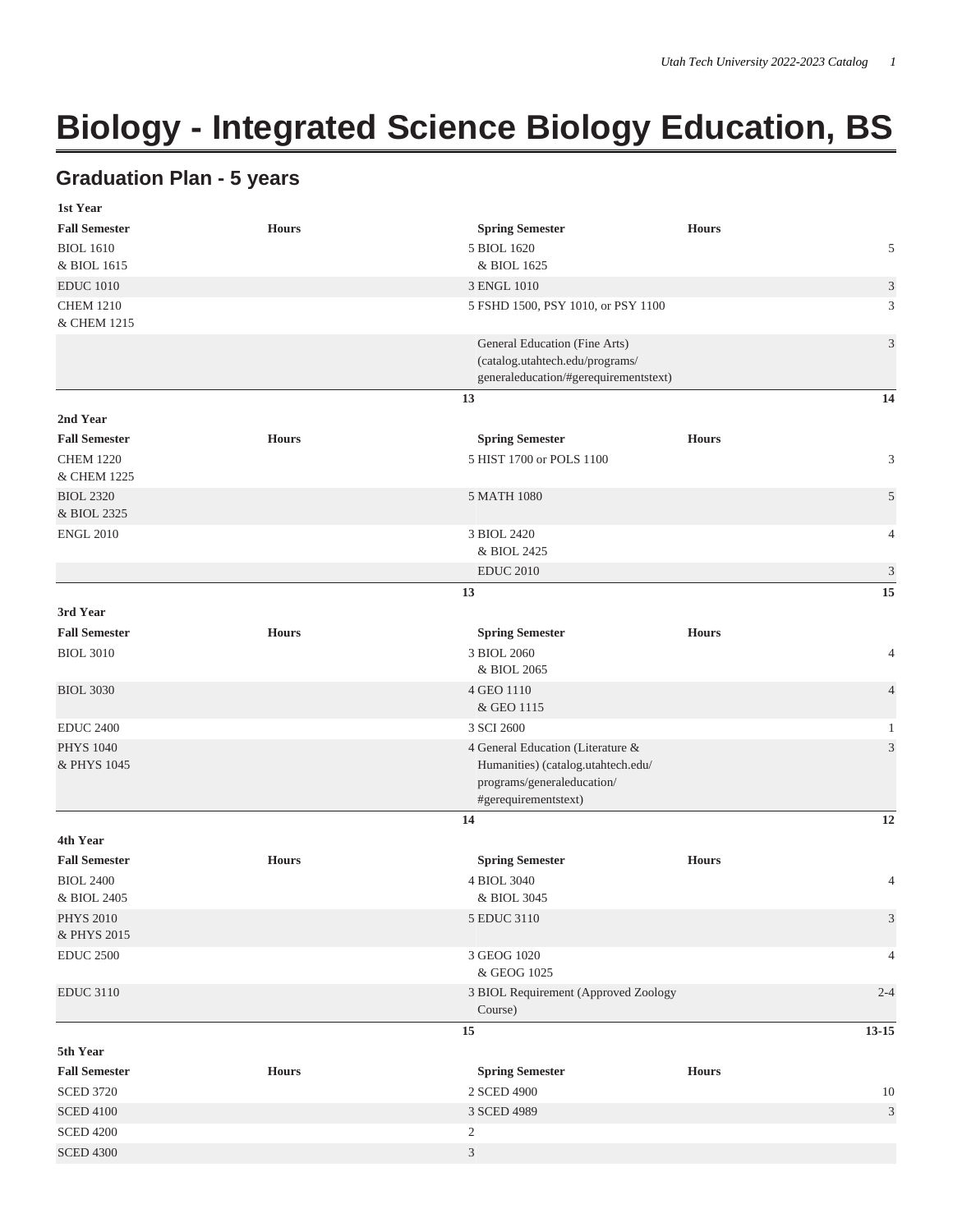# Biology - Integrated Science Biology Education, BS

## Graduation Plan - 5 years

| 1st Year | | | |
|---|---|---|---|
| **Fall Semester** | **Hours** | **Spring Semester** | **Hours** |
| BIOL 1610<br>& BIOL 1615 | 5 | BIOL 1620<br>& BIOL 1625 | 5 |
| EDUC 1010 | 3 | ENGL 1010 | 3 |
| CHEM 1210<br>& CHEM 1215 | 5 | FSHD 1500, PSY 1010, or PSY 1100 | 3 |
| | | General Education (Fine Arts) (catalog.utahtech.edu/programs/generaleducation/#gerequirementstext) | 3 |
| | **13** | | **14** |
| **2nd Year** | | | |
| **Fall Semester** | **Hours** | **Spring Semester** | **Hours** |
| CHEM 1220<br>& CHEM 1225 | 5 | HIST 1700 or POLS 1100 | 3 |
| BIOL 2320<br>& BIOL 2325 | 5 | MATH 1080 | 5 |
| ENGL 2010 | 3 | BIOL 2420<br>& BIOL 2425 | 4 |
| | | EDUC 2010 | 3 |
| | **13** | | **15** |
| **3rd Year** | | | |
| **Fall Semester** | **Hours** | **Spring Semester** | **Hours** |
| BIOL 3010 | 3 | BIOL 2060<br>& BIOL 2065 | 4 |
| BIOL 3030 | 4 | GEO 1110<br>& GEO 1115 | 4 |
| EDUC 2400 | 3 | SCI 2600 | 1 |
| PHYS 1040<br>& PHYS 1045 | 4 | General Education (Literature & Humanities) (catalog.utahtech.edu/programs/generaleducation/#gerequirementstext) | 3 |
| | **14** | | **12** |
| **4th Year** | | | |
| **Fall Semester** | **Hours** | **Spring Semester** | **Hours** |
| BIOL 2400<br>& BIOL 2405 | 4 | BIOL 3040<br>& BIOL 3045 | 4 |
| PHYS 2010<br>& PHYS 2015 | 5 | EDUC 3110 | 3 |
| EDUC 2500 | 3 | GEOG 1020<br>& GEOG 1025 | 4 |
| EDUC 3110 | 3 | BIOL Requirement (Approved Zoology Course) | 2-4 |
| | **15** | | **13-15** |
| **5th Year** | | | |
| **Fall Semester** | **Hours** | **Spring Semester** | **Hours** |
| SCED 3720 | 2 | SCED 4900 | 10 |
| SCED 4100 | 3 | SCED 4989 | 3 |
| SCED 4200 | 2 | | |
| SCED 4300 | 3 | | |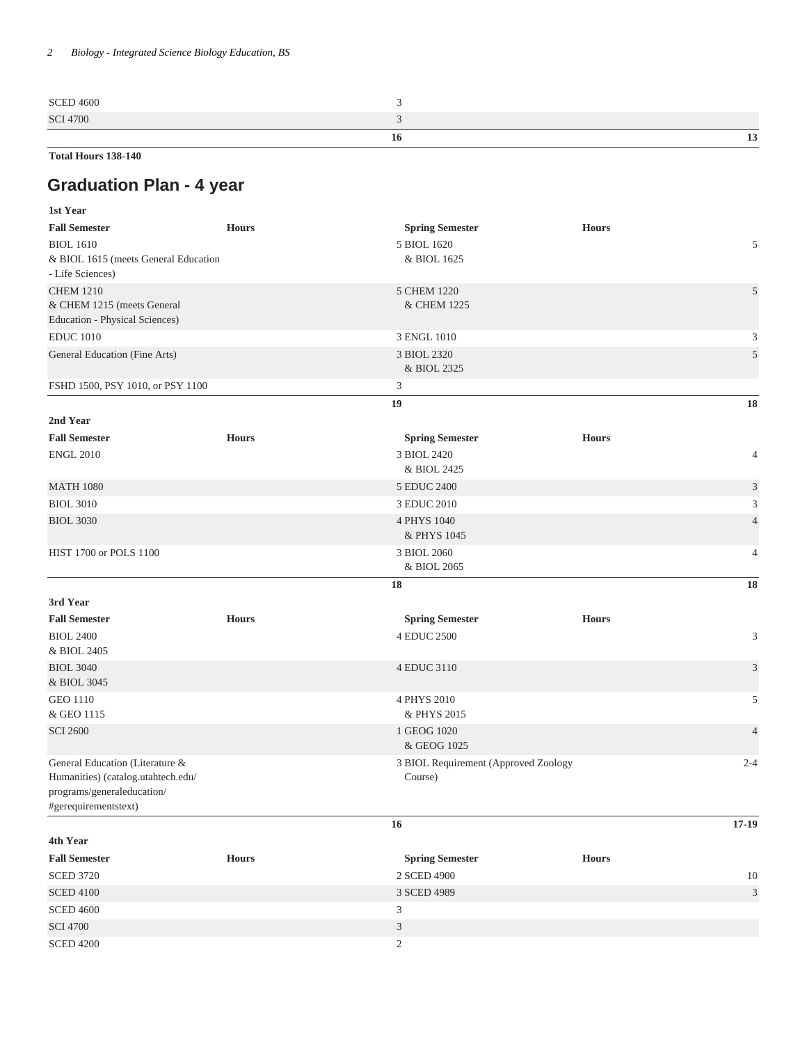| | | | |
|---|---|---|---|
| SCED 4600 | 3 | | |
| SCI 4700 | 3 | | |
| | 16 | | 13 |

**Total Hours 138-140**

## Graduation Plan - 4 year

**1st Year**

| Fall Semester | Hours | Spring Semester | Hours |
|---|---|---|---|
| BIOL 1610<br>& BIOL 1615 (meets General Education - Life Sciences) | 5 | BIOL 1620<br>& BIOL 1625 | 5 |
| CHEM 1210<br>& CHEM 1215 (meets General Education - Physical Sciences) | 5 | CHEM 1220<br>& CHEM 1225 | 5 |
| EDUC 1010 | 3 | ENGL 1010 | 3 |
| General Education (Fine Arts) | 3 | BIOL 2320<br>& BIOL 2325 | 5 |
| FSHD 1500, PSY 1010, or PSY 1100 | 3 | | |
| | 19 | | 18 |

**2nd Year**

| Fall Semester | Hours | Spring Semester | Hours |
|---|---|---|---|
| ENGL 2010 | 3 | BIOL 2420<br>& BIOL 2425 | 4 |
| MATH 1080 | 5 | EDUC 2400 | 3 |
| BIOL 3010 | 3 | EDUC 2010 | 3 |
| BIOL 3030 | 4 | PHYS 1040<br>& PHYS 1045 | 4 |
| HIST 1700 or POLS 1100 | 3 | BIOL 2060<br>& BIOL 2065 | 4 |
| | 18 | | 18 |

**3rd Year**

| Fall Semester | Hours | Spring Semester | Hours |
|---|---|---|---|
| BIOL 2400<br>& BIOL 2405 | 4 | EDUC 2500 | 3 |
| BIOL 3040<br>& BIOL 3045 | 4 | EDUC 3110 | 3 |
| GEO 1110<br>& GEO 1115 | 4 | PHYS 2010<br>& PHYS 2015 | 5 |
| SCI 2600 | 1 | GEOG 1020<br>& GEOG 1025 | 4 |
| General Education (Literature & Humanities) (catalog.utahtech.edu/programs/generaleducation/#gerequirementstext) | 3 | BIOL Requirement (Approved Zoology Course) | 2-4 |
| | 16 | | 17-19 |

**4th Year**

| Fall Semester | Hours | Spring Semester | Hours |
|---|---|---|---|
| SCED 3720 | 2 | SCED 4900 | 10 |
| SCED 4100 | 3 | SCED 4989 | 3 |
| SCED 4600 | 3 | | |
| SCI 4700 | 3 | | |
| SCED 4200 | 2 | | |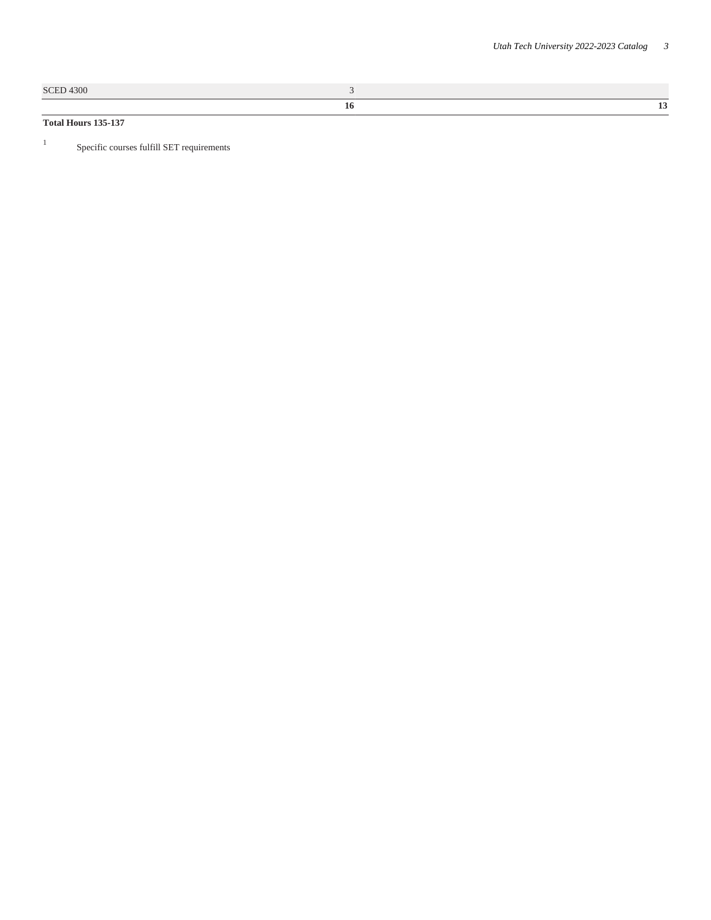| | | | |
|---|---|---|---|
| SCED 4300 | 3 | | |
| | 16 | | 13 |

**Total Hours 135-137**

[1] Specific courses fulfill SET requirements